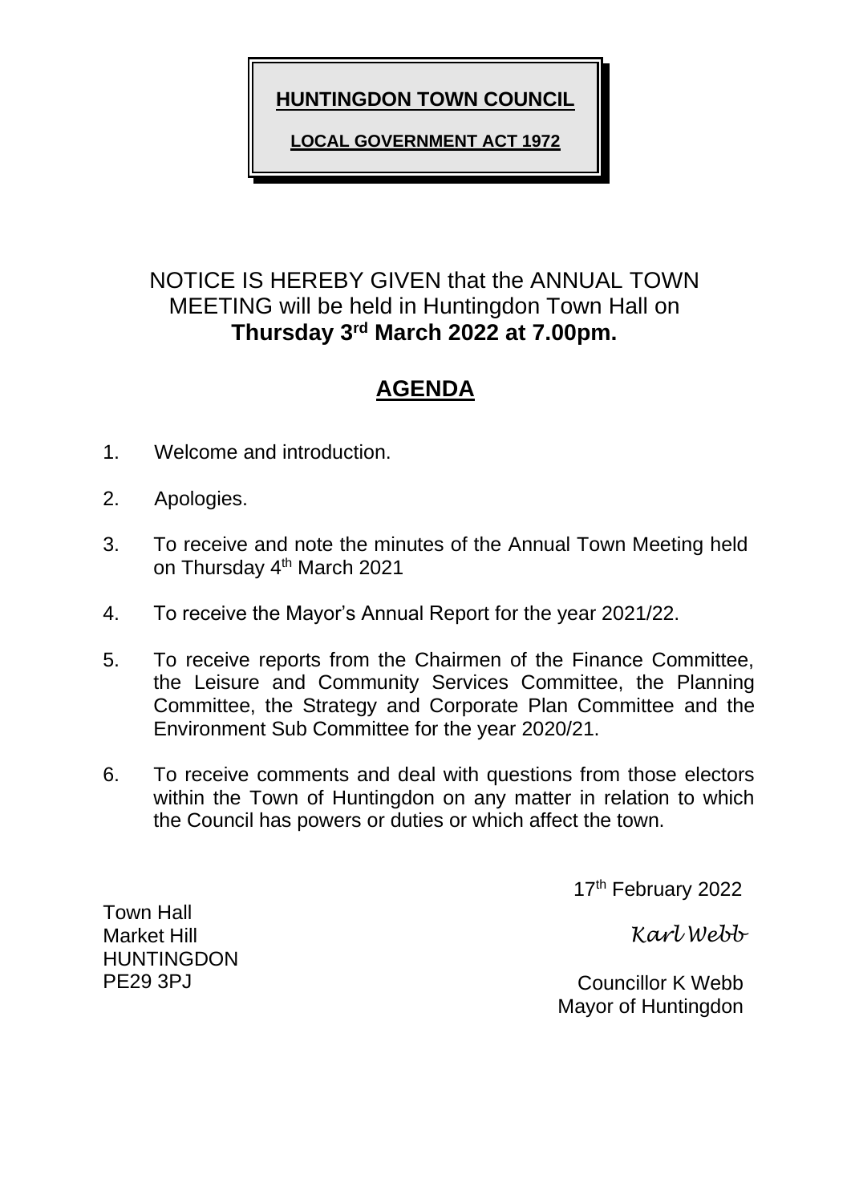# HUNTINGDON TOWN COUNCIL

**LOCAL GOVERNMENT ACT 1972**

NOTICE IS HEREBY GIVEN that the ANNUAL TOWN MEETING will be held in Huntingdon Town Hall on **Thursday 3rd March 2022 at 7.00pm.**

## AGENDA

1. Welcome and introduction.
2. Apologies.
3. To receive and note the minutes of the Annual Town Meeting held on Thursday 4th March 2021
4. To receive the Mayor's Annual Report for the year 2021/22.
5. To receive reports from the Chairmen of the Finance Committee, the Leisure and Community Services Committee, the Planning Committee, the Strategy and Corporate Plan Committee and the Environment Sub Committee for the year 2020/21.
6. To receive comments and deal with questions from those electors within the Town of Huntingdon on any matter in relation to which the Council has powers or duties or which affect the town.

17th February 2022

Town Hall
Market Hill
HUNTINGDON
PE29 3PJ

*Karl Webb*

Councillor K Webb
Mayor of Huntingdon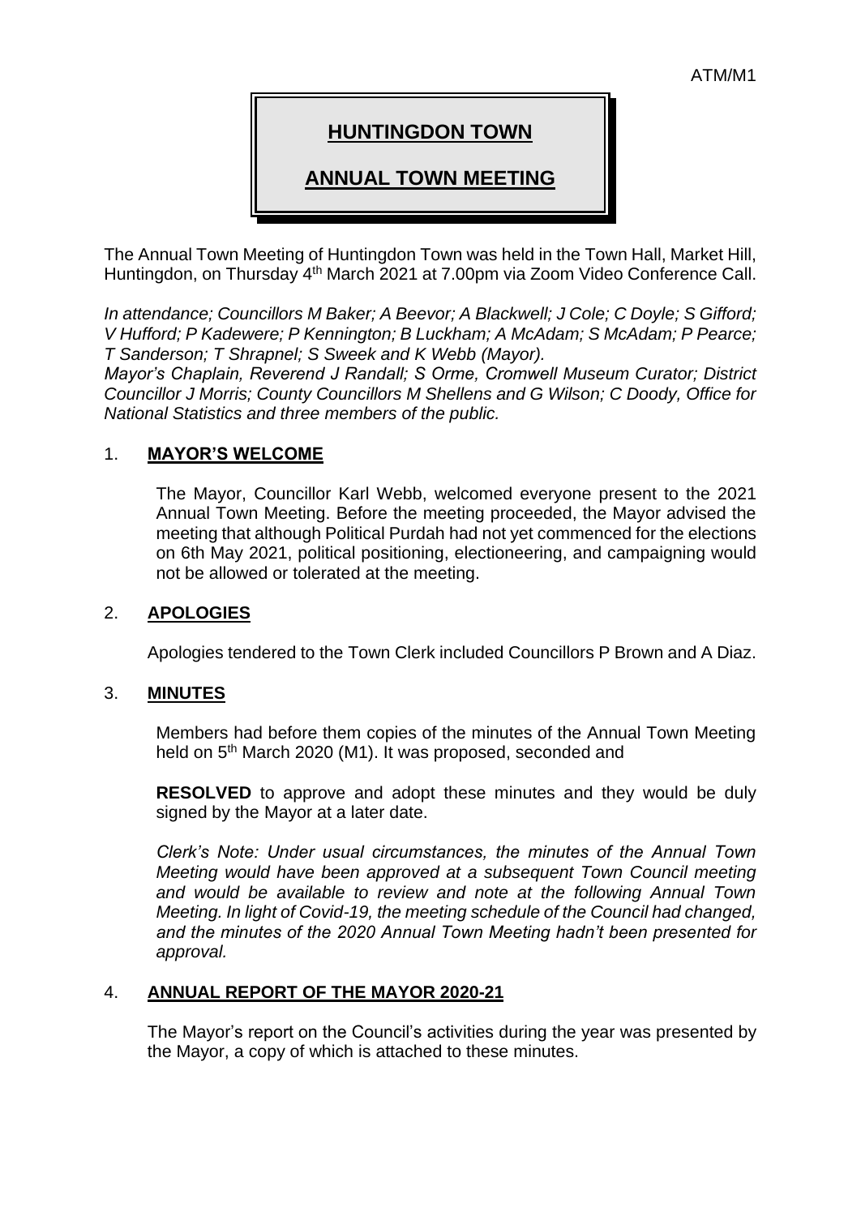ATM/M1

# HUNTINGDON TOWN

## ANNUAL TOWN MEETING

The Annual Town Meeting of Huntingdon Town was held in the Town Hall, Market Hill, Huntingdon, on Thursday 4th March 2021 at 7.00pm via Zoom Video Conference Call.

*In attendance; Councillors M Baker; A Beevor; A Blackwell; J Cole; C Doyle; S Gifford; V Hufford; P Kadewere; P Kennington; B Luckham; A McAdam; S McAdam; P Pearce; T Sanderson; T Shrapnel; S Sweek and K Webb (Mayor).*

*Mayor's Chaplain, Reverend J Randall; S Orme, Cromwell Museum Curator; District Councillor J Morris; County Councillors M Shellens and G Wilson; C Doody, Office for National Statistics and three members of the public.*

1. **MAYOR'S WELCOME**

   The Mayor, Councillor Karl Webb, welcomed everyone present to the 2021 Annual Town Meeting. Before the meeting proceeded, the Mayor advised the meeting that although Political Purdah had not yet commenced for the elections on 6th May 2021, political positioning, electioneering, and campaigning would not be allowed or tolerated at the meeting.

2. **APOLOGIES**

   Apologies tendered to the Town Clerk included Councillors P Brown and A Diaz.

3. **MINUTES**

   Members had before them copies of the minutes of the Annual Town Meeting held on 5th March 2020 (M1). It was proposed, seconded and

   **RESOLVED** to approve and adopt these minutes and they would be duly signed by the Mayor at a later date.

   *Clerk's Note: Under usual circumstances, the minutes of the Annual Town Meeting would have been approved at a subsequent Town Council meeting and would be available to review and note at the following Annual Town Meeting. In light of Covid-19, the meeting schedule of the Council had changed, and the minutes of the 2020 Annual Town Meeting hadn't been presented for approval.*

4. **ANNUAL REPORT OF THE MAYOR 2020-21**

   The Mayor's report on the Council's activities during the year was presented by the Mayor, a copy of which is attached to these minutes.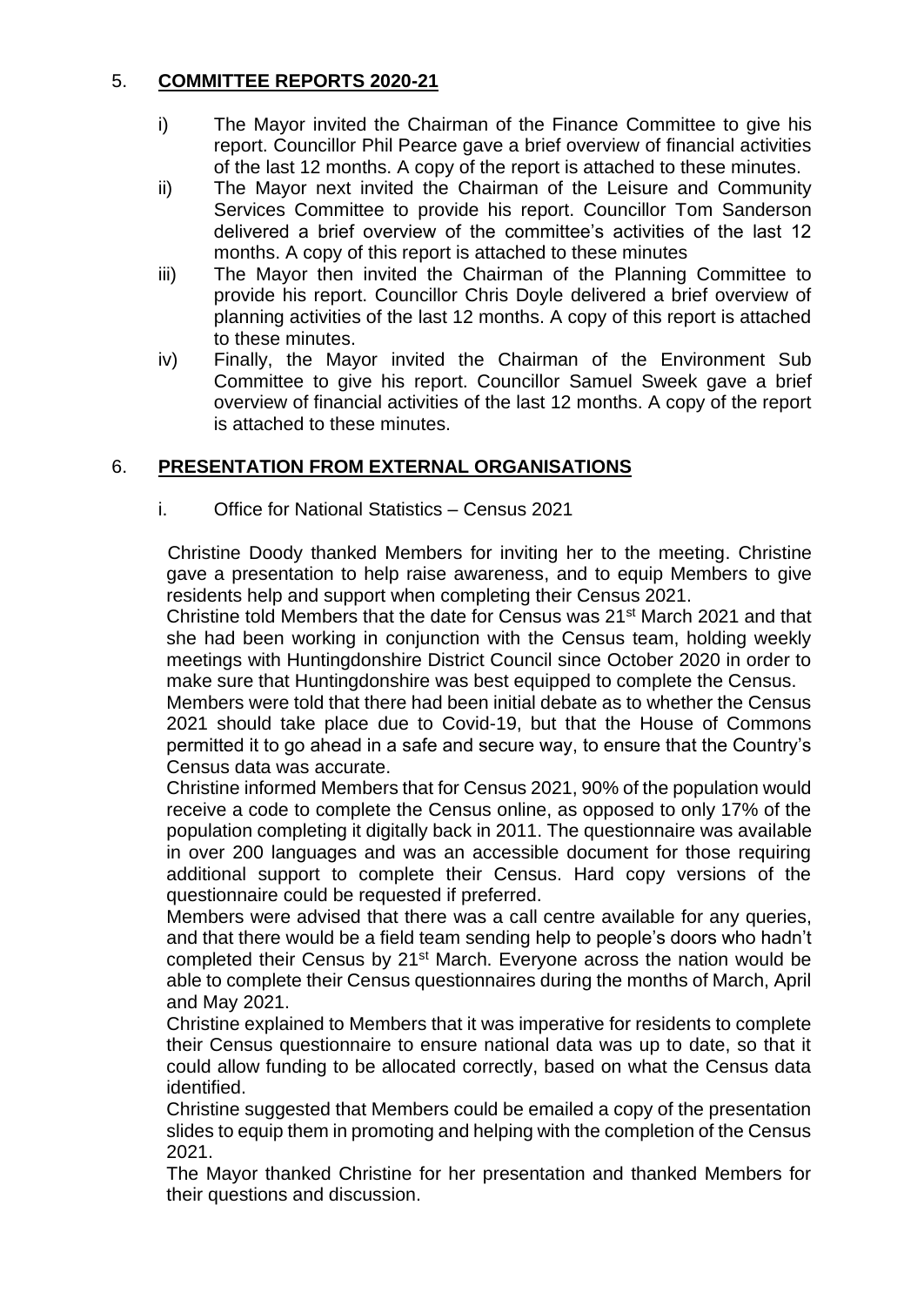## 5. **COMMITTEE REPORTS 2020-21**

i) The Mayor invited the Chairman of the Finance Committee to give his report. Councillor Phil Pearce gave a brief overview of financial activities of the last 12 months. A copy of the report is attached to these minutes.

ii) The Mayor next invited the Chairman of the Leisure and Community Services Committee to provide his report. Councillor Tom Sanderson delivered a brief overview of the committee's activities of the last 12 months. A copy of this report is attached to these minutes

iii) The Mayor then invited the Chairman of the Planning Committee to provide his report. Councillor Chris Doyle delivered a brief overview of planning activities of the last 12 months. A copy of this report is attached to these minutes.

iv) Finally, the Mayor invited the Chairman of the Environment Sub Committee to give his report. Councillor Samuel Sweek gave a brief overview of financial activities of the last 12 months. A copy of the report is attached to these minutes.

## 6. **PRESENTATION FROM EXTERNAL ORGANISATIONS**

i. Office for National Statistics – Census 2021

Christine Doody thanked Members for inviting her to the meeting. Christine gave a presentation to help raise awareness, and to equip Members to give residents help and support when completing their Census 2021.

Christine told Members that the date for Census was 21st March 2021 and that she had been working in conjunction with the Census team, holding weekly meetings with Huntingdonshire District Council since October 2020 in order to make sure that Huntingdonshire was best equipped to complete the Census.

Members were told that there had been initial debate as to whether the Census 2021 should take place due to Covid-19, but that the House of Commons permitted it to go ahead in a safe and secure way, to ensure that the Country's Census data was accurate.

Christine informed Members that for Census 2021, 90% of the population would receive a code to complete the Census online, as opposed to only 17% of the population completing it digitally back in 2011. The questionnaire was available in over 200 languages and was an accessible document for those requiring additional support to complete their Census. Hard copy versions of the questionnaire could be requested if preferred.

Members were advised that there was a call centre available for any queries, and that there would be a field team sending help to people's doors who hadn't completed their Census by 21st March. Everyone across the nation would be able to complete their Census questionnaires during the months of March, April and May 2021.

Christine explained to Members that it was imperative for residents to complete their Census questionnaire to ensure national data was up to date, so that it could allow funding to be allocated correctly, based on what the Census data identified.

Christine suggested that Members could be emailed a copy of the presentation slides to equip them in promoting and helping with the completion of the Census 2021.

The Mayor thanked Christine for her presentation and thanked Members for their questions and discussion.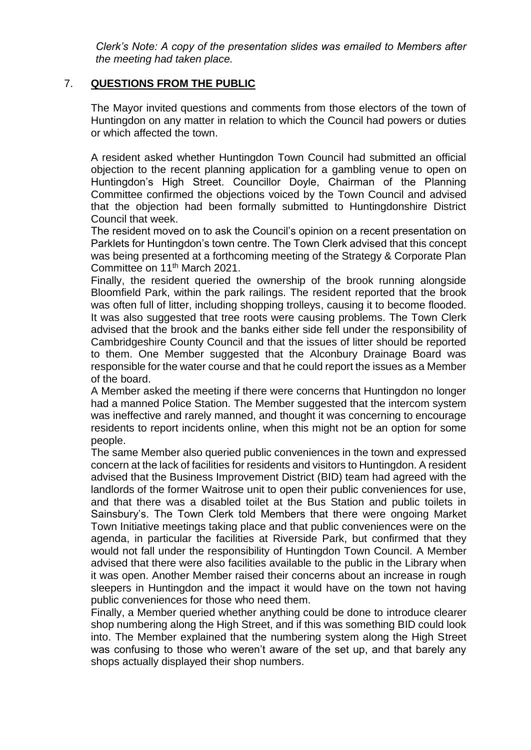*Clerk's Note: A copy of the presentation slides was emailed to Members after the meeting had taken place.*

## 7. **QUESTIONS FROM THE PUBLIC**

The Mayor invited questions and comments from those electors of the town of Huntingdon on any matter in relation to which the Council had powers or duties or which affected the town.

A resident asked whether Huntingdon Town Council had submitted an official objection to the recent planning application for a gambling venue to open on Huntingdon's High Street. Councillor Doyle, Chairman of the Planning Committee confirmed the objections voiced by the Town Council and advised that the objection had been formally submitted to Huntingdonshire District Council that week.

The resident moved on to ask the Council's opinion on a recent presentation on Parklets for Huntingdon's town centre. The Town Clerk advised that this concept was being presented at a forthcoming meeting of the Strategy & Corporate Plan Committee on 11th March 2021.

Finally, the resident queried the ownership of the brook running alongside Bloomfield Park, within the park railings. The resident reported that the brook was often full of litter, including shopping trolleys, causing it to become flooded. It was also suggested that tree roots were causing problems. The Town Clerk advised that the brook and the banks either side fell under the responsibility of Cambridgeshire County Council and that the issues of litter should be reported to them. One Member suggested that the Alconbury Drainage Board was responsible for the water course and that he could report the issues as a Member of the board.

A Member asked the meeting if there were concerns that Huntingdon no longer had a manned Police Station. The Member suggested that the intercom system was ineffective and rarely manned, and thought it was concerning to encourage residents to report incidents online, when this might not be an option for some people.

The same Member also queried public conveniences in the town and expressed concern at the lack of facilities for residents and visitors to Huntingdon. A resident advised that the Business Improvement District (BID) team had agreed with the landlords of the former Waitrose unit to open their public conveniences for use, and that there was a disabled toilet at the Bus Station and public toilets in Sainsbury's. The Town Clerk told Members that there were ongoing Market Town Initiative meetings taking place and that public conveniences were on the agenda, in particular the facilities at Riverside Park, but confirmed that they would not fall under the responsibility of Huntingdon Town Council. A Member advised that there were also facilities available to the public in the Library when it was open. Another Member raised their concerns about an increase in rough sleepers in Huntingdon and the impact it would have on the town not having public conveniences for those who need them.

Finally, a Member queried whether anything could be done to introduce clearer shop numbering along the High Street, and if this was something BID could look into. The Member explained that the numbering system along the High Street was confusing to those who weren't aware of the set up, and that barely any shops actually displayed their shop numbers.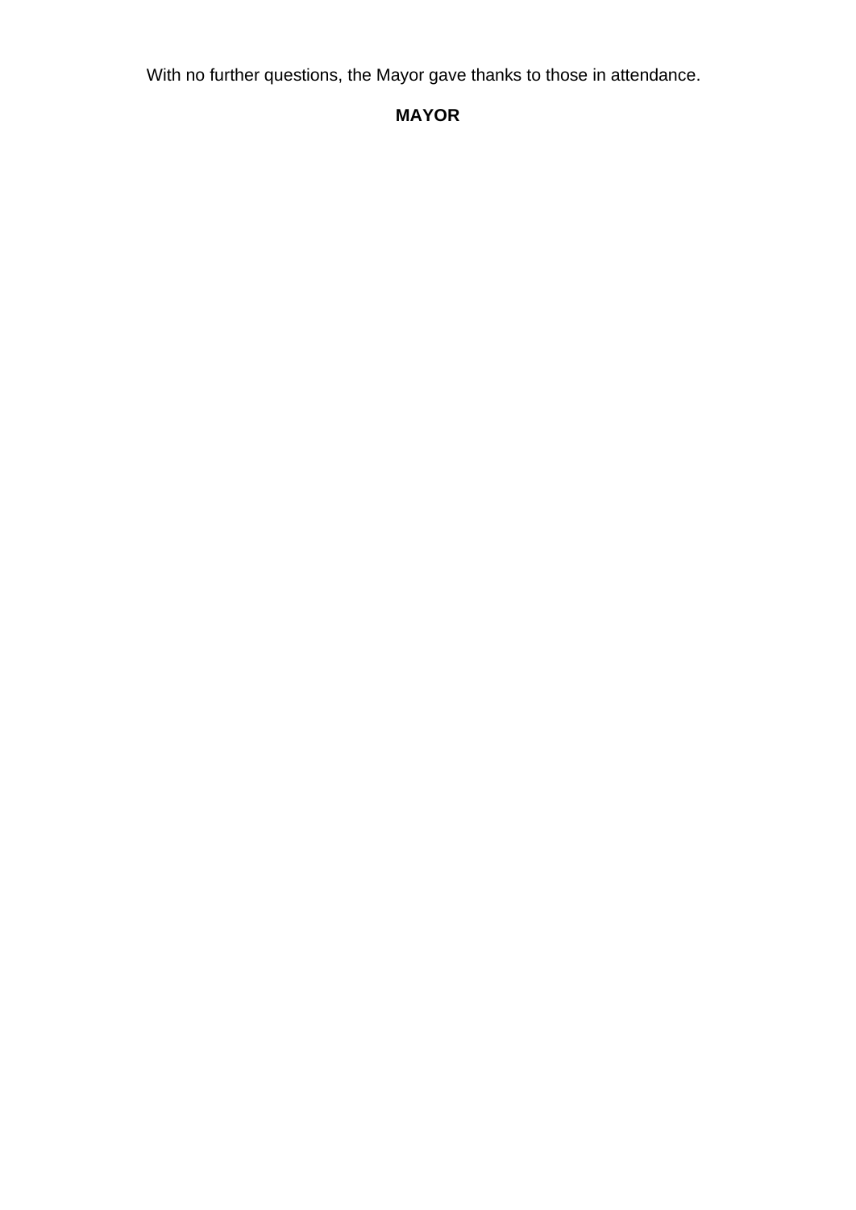With no further questions, the Mayor gave thanks to those in attendance.

**MAYOR**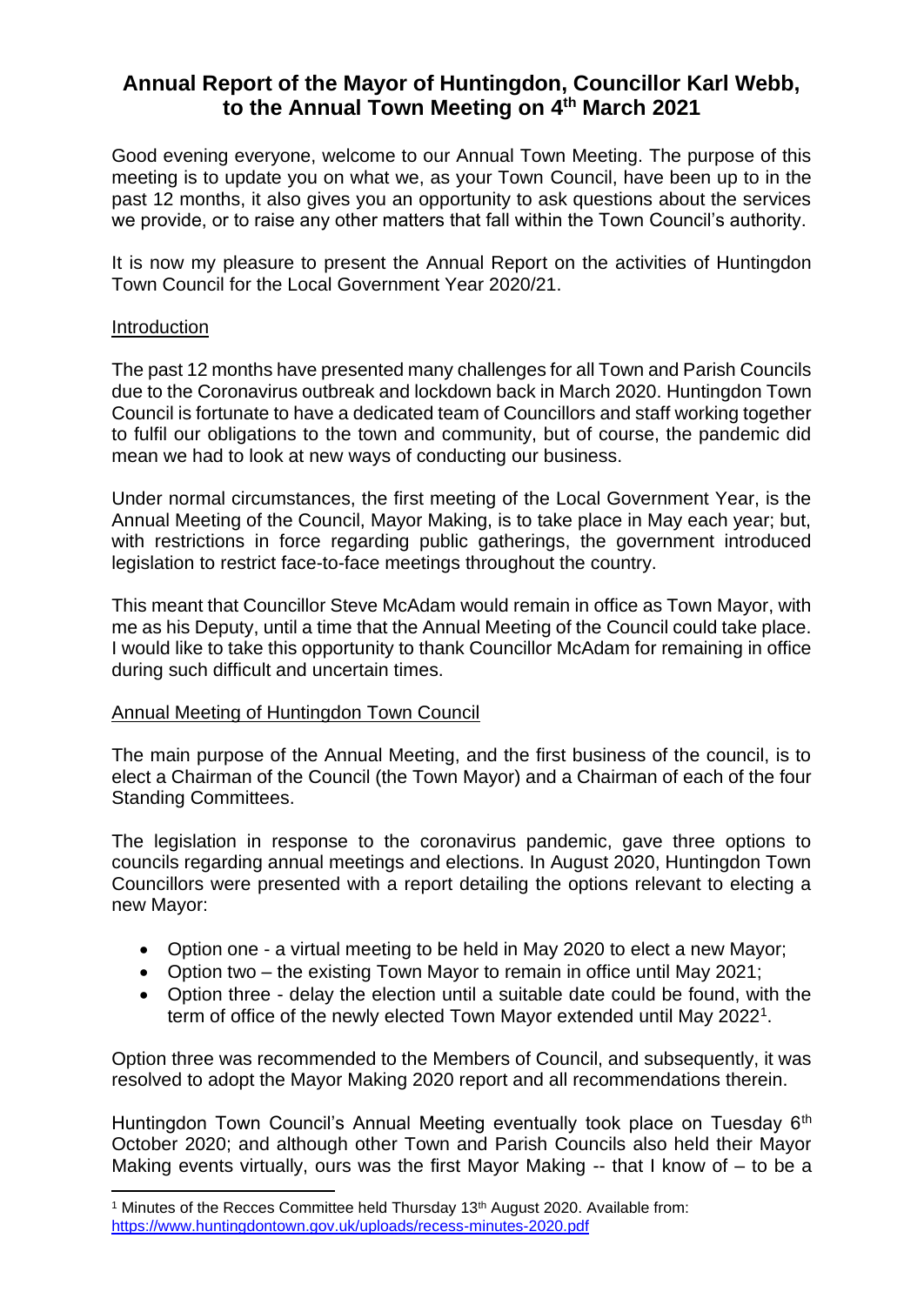# Annual Report of the Mayor of Huntingdon, Councillor Karl Webb, to the Annual Town Meeting on 4th March 2021

Good evening everyone, welcome to our Annual Town Meeting. The purpose of this meeting is to update you on what we, as your Town Council, have been up to in the past 12 months, it also gives you an opportunity to ask questions about the services we provide, or to raise any other matters that fall within the Town Council's authority.

It is now my pleasure to present the Annual Report on the activities of Huntingdon Town Council for the Local Government Year 2020/21.

## Introduction

The past 12 months have presented many challenges for all Town and Parish Councils due to the Coronavirus outbreak and lockdown back in March 2020. Huntingdon Town Council is fortunate to have a dedicated team of Councillors and staff working together to fulfil our obligations to the town and community, but of course, the pandemic did mean we had to look at new ways of conducting our business.

Under normal circumstances, the first meeting of the Local Government Year, is the Annual Meeting of the Council, Mayor Making, is to take place in May each year; but, with restrictions in force regarding public gatherings, the government introduced legislation to restrict face-to-face meetings throughout the country.

This meant that Councillor Steve McAdam would remain in office as Town Mayor, with me as his Deputy, until a time that the Annual Meeting of the Council could take place. I would like to take this opportunity to thank Councillor McAdam for remaining in office during such difficult and uncertain times.

## Annual Meeting of Huntingdon Town Council

The main purpose of the Annual Meeting, and the first business of the council, is to elect a Chairman of the Council (the Town Mayor) and a Chairman of each of the four Standing Committees.

The legislation in response to the coronavirus pandemic, gave three options to councils regarding annual meetings and elections. In August 2020, Huntingdon Town Councillors were presented with a report detailing the options relevant to electing a new Mayor:

- Option one - a virtual meeting to be held in May 2020 to elect a new Mayor;
- Option two – the existing Town Mayor to remain in office until May 2021;
- Option three - delay the election until a suitable date could be found, with the term of office of the newly elected Town Mayor extended until May 2022[1].

Option three was recommended to the Members of Council, and subsequently, it was resolved to adopt the Mayor Making 2020 report and all recommendations therein.

Huntingdon Town Council's Annual Meeting eventually took place on Tuesday 6th October 2020; and although other Town and Parish Councils also held their Mayor Making events virtually, ours was the first Mayor Making -- that I know of – to be a

---

[1] Minutes of the Recces Committee held Thursday 13th August 2020. Available from: https://www.huntingdontown.gov.uk/uploads/recess-minutes-2020.pdf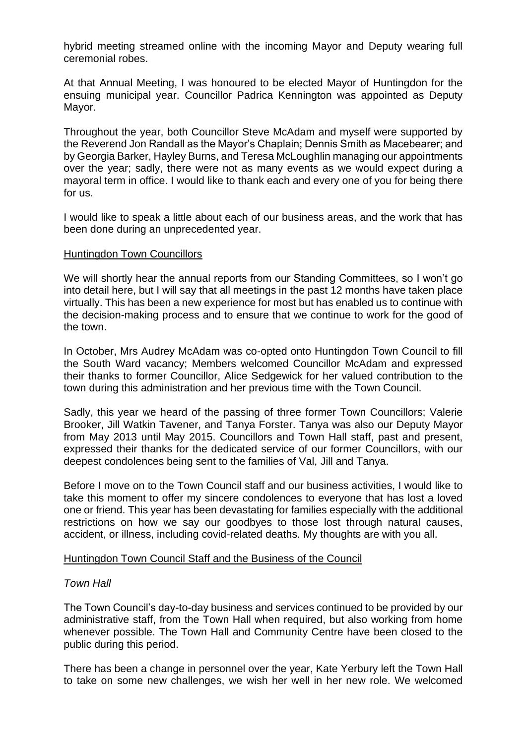hybrid meeting streamed online with the incoming Mayor and Deputy wearing full ceremonial robes.

At that Annual Meeting, I was honoured to be elected Mayor of Huntingdon for the ensuing municipal year. Councillor Padrica Kennington was appointed as Deputy Mayor.

Throughout the year, both Councillor Steve McAdam and myself were supported by the Reverend Jon Randall as the Mayor's Chaplain; Dennis Smith as Macebearer; and by Georgia Barker, Hayley Burns, and Teresa McLoughlin managing our appointments over the year; sadly, there were not as many events as we would expect during a mayoral term in office. I would like to thank each and every one of you for being there for us.

I would like to speak a little about each of our business areas, and the work that has been done during an unprecedented year.

## Huntingdon Town Councillors

We will shortly hear the annual reports from our Standing Committees, so I won't go into detail here, but I will say that all meetings in the past 12 months have taken place virtually. This has been a new experience for most but has enabled us to continue with the decision-making process and to ensure that we continue to work for the good of the town.

In October, Mrs Audrey McAdam was co-opted onto Huntingdon Town Council to fill the South Ward vacancy; Members welcomed Councillor McAdam and expressed their thanks to former Councillor, Alice Sedgewick for her valued contribution to the town during this administration and her previous time with the Town Council.

Sadly, this year we heard of the passing of three former Town Councillors; Valerie Brooker, Jill Watkin Tavener, and Tanya Forster. Tanya was also our Deputy Mayor from May 2013 until May 2015. Councillors and Town Hall staff, past and present, expressed their thanks for the dedicated service of our former Councillors, with our deepest condolences being sent to the families of Val, Jill and Tanya.

Before I move on to the Town Council staff and our business activities, I would like to take this moment to offer my sincere condolences to everyone that has lost a loved one or friend. This year has been devastating for families especially with the additional restrictions on how we say our goodbyes to those lost through natural causes, accident, or illness, including covid-related deaths. My thoughts are with you all.

## Huntingdon Town Council Staff and the Business of the Council

### *Town Hall*

The Town Council's day-to-day business and services continued to be provided by our administrative staff, from the Town Hall when required, but also working from home whenever possible. The Town Hall and Community Centre have been closed to the public during this period.

There has been a change in personnel over the year, Kate Yerbury left the Town Hall to take on some new challenges, we wish her well in her new role. We welcomed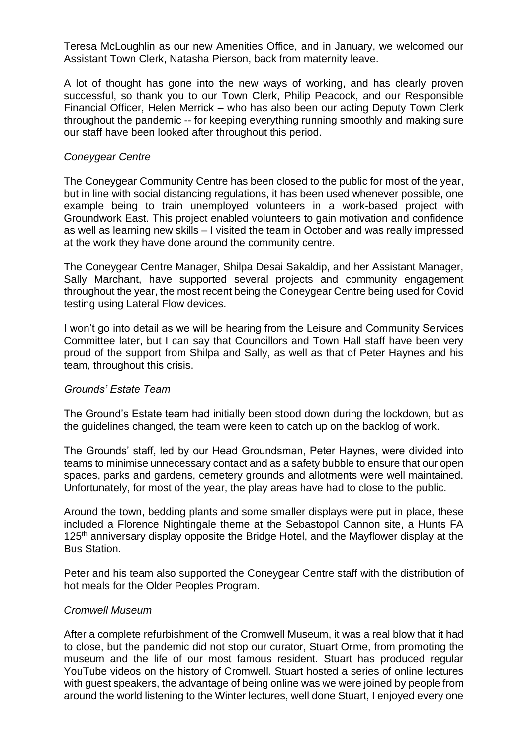Teresa McLoughlin as our new Amenities Office, and in January, we welcomed our Assistant Town Clerk, Natasha Pierson, back from maternity leave.

A lot of thought has gone into the new ways of working, and has clearly proven successful, so thank you to our Town Clerk, Philip Peacock, and our Responsible Financial Officer, Helen Merrick – who has also been our acting Deputy Town Clerk throughout the pandemic -- for keeping everything running smoothly and making sure our staff have been looked after throughout this period.

*Coneygear Centre*

The Coneygear Community Centre has been closed to the public for most of the year, but in line with social distancing regulations, it has been used whenever possible, one example being to train unemployed volunteers in a work-based project with Groundwork East. This project enabled volunteers to gain motivation and confidence as well as learning new skills – I visited the team in October and was really impressed at the work they have done around the community centre.

The Coneygear Centre Manager, Shilpa Desai Sakaldip, and her Assistant Manager, Sally Marchant, have supported several projects and community engagement throughout the year, the most recent being the Coneygear Centre being used for Covid testing using Lateral Flow devices.

I won't go into detail as we will be hearing from the Leisure and Community Services Committee later, but I can say that Councillors and Town Hall staff have been very proud of the support from Shilpa and Sally, as well as that of Peter Haynes and his team, throughout this crisis.

*Grounds' Estate Team*

The Ground's Estate team had initially been stood down during the lockdown, but as the guidelines changed, the team were keen to catch up on the backlog of work.

The Grounds' staff, led by our Head Groundsman, Peter Haynes, were divided into teams to minimise unnecessary contact and as a safety bubble to ensure that our open spaces, parks and gardens, cemetery grounds and allotments were well maintained. Unfortunately, for most of the year, the play areas have had to close to the public.

Around the town, bedding plants and some smaller displays were put in place, these included a Florence Nightingale theme at the Sebastopol Cannon site, a Hunts FA 125th anniversary display opposite the Bridge Hotel, and the Mayflower display at the Bus Station.

Peter and his team also supported the Coneygear Centre staff with the distribution of hot meals for the Older Peoples Program.

*Cromwell Museum*

After a complete refurbishment of the Cromwell Museum, it was a real blow that it had to close, but the pandemic did not stop our curator, Stuart Orme, from promoting the museum and the life of our most famous resident. Stuart has produced regular YouTube videos on the history of Cromwell. Stuart hosted a series of online lectures with guest speakers, the advantage of being online was we were joined by people from around the world listening to the Winter lectures, well done Stuart, I enjoyed every one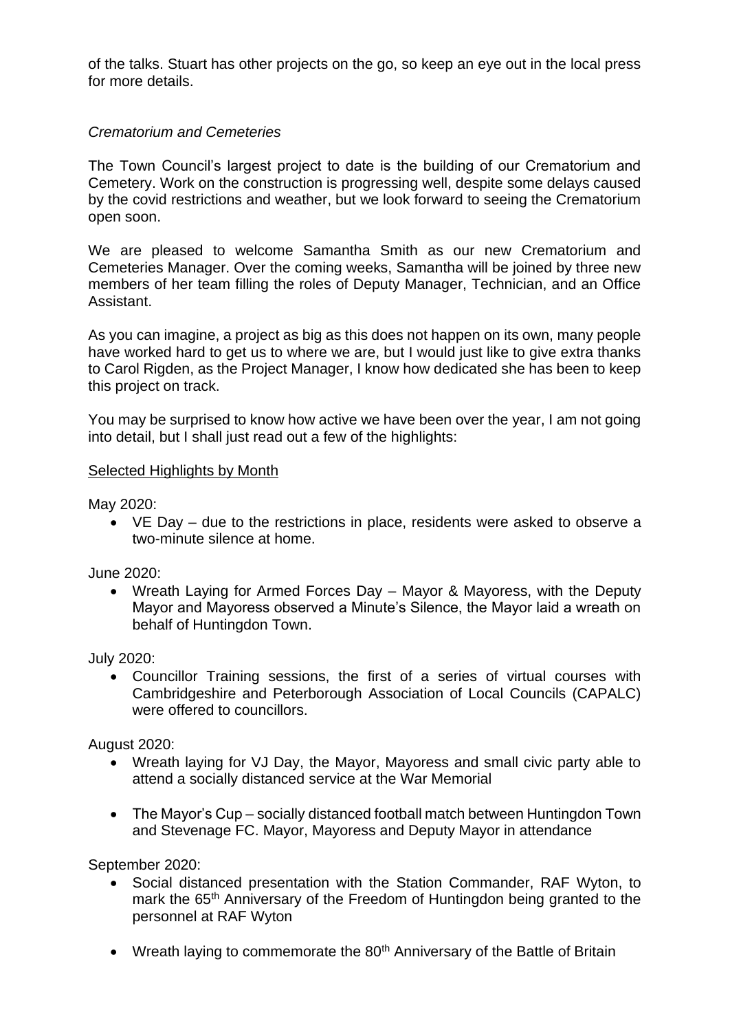of the talks. Stuart has other projects on the go, so keep an eye out in the local press for more details.

*Crematorium and Cemeteries*

The Town Council's largest project to date is the building of our Crematorium and Cemetery. Work on the construction is progressing well, despite some delays caused by the covid restrictions and weather, but we look forward to seeing the Crematorium open soon.

We are pleased to welcome Samantha Smith as our new Crematorium and Cemeteries Manager. Over the coming weeks, Samantha will be joined by three new members of her team filling the roles of Deputy Manager, Technician, and an Office Assistant.

As you can imagine, a project as big as this does not happen on its own, many people have worked hard to get us to where we are, but I would just like to give extra thanks to Carol Rigden, as the Project Manager, I know how dedicated she has been to keep this project on track.

You may be surprised to know how active we have been over the year, I am not going into detail, but I shall just read out a few of the highlights:

<u>Selected Highlights by Month</u>

May 2020:

- VE Day – due to the restrictions in place, residents were asked to observe a two-minute silence at home.

June 2020:

- Wreath Laying for Armed Forces Day – Mayor & Mayoress, with the Deputy Mayor and Mayoress observed a Minute's Silence, the Mayor laid a wreath on behalf of Huntingdon Town.

July 2020:

- Councillor Training sessions, the first of a series of virtual courses with Cambridgeshire and Peterborough Association of Local Councils (CAPALC) were offered to councillors.

August 2020:

- Wreath laying for VJ Day, the Mayor, Mayoress and small civic party able to attend a socially distanced service at the War Memorial

- The Mayor's Cup – socially distanced football match between Huntingdon Town and Stevenage FC. Mayor, Mayoress and Deputy Mayor in attendance

September 2020:

- Social distanced presentation with the Station Commander, RAF Wyton, to mark the 65th Anniversary of the Freedom of Huntingdon being granted to the personnel at RAF Wyton

- Wreath laying to commemorate the 80th Anniversary of the Battle of Britain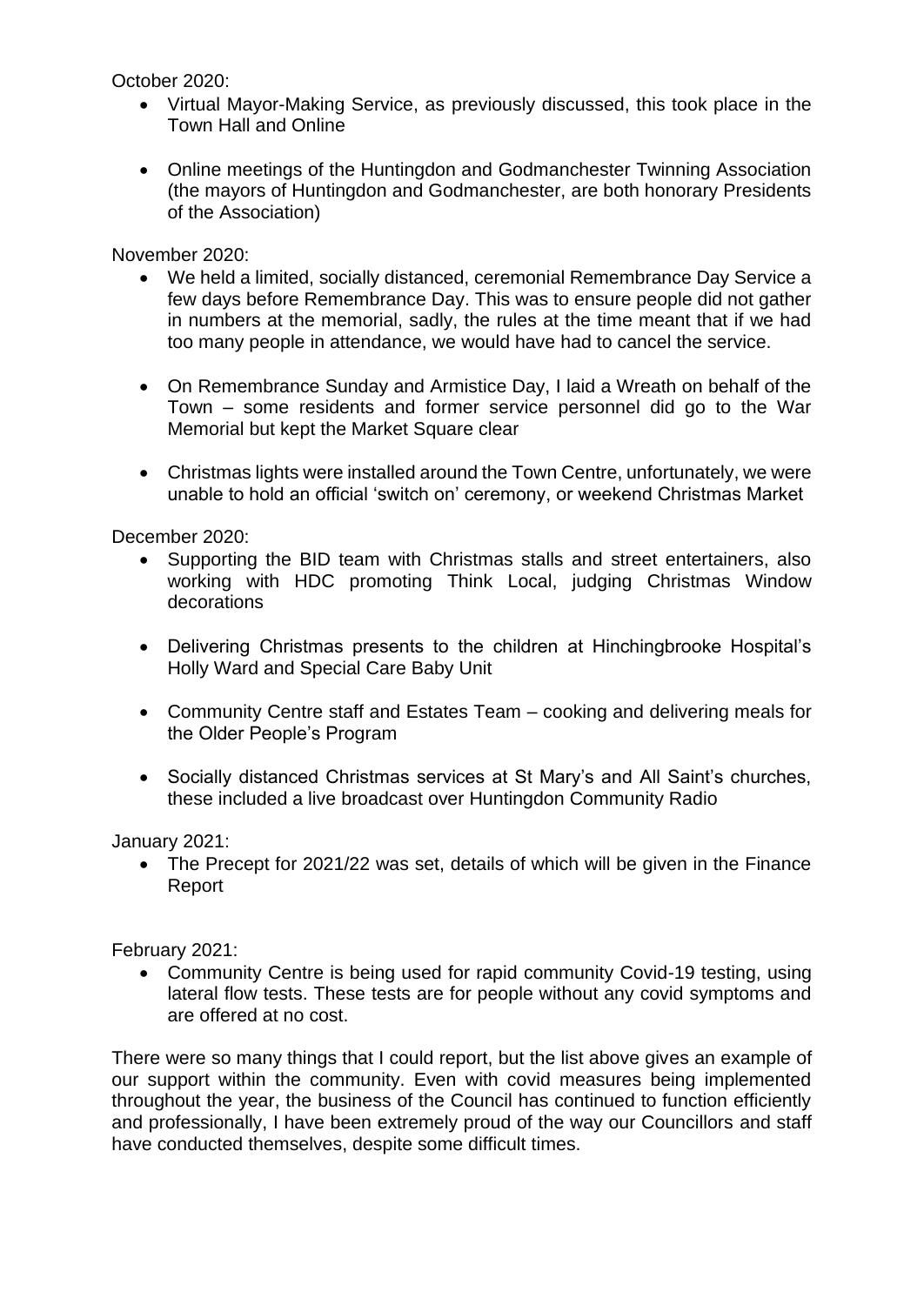October 2020:

- Virtual Mayor-Making Service, as previously discussed, this took place in the Town Hall and Online
- Online meetings of the Huntingdon and Godmanchester Twinning Association (the mayors of Huntingdon and Godmanchester, are both honorary Presidents of the Association)

November 2020:

- We held a limited, socially distanced, ceremonial Remembrance Day Service a few days before Remembrance Day. This was to ensure people did not gather in numbers at the memorial, sadly, the rules at the time meant that if we had too many people in attendance, we would have had to cancel the service.
- On Remembrance Sunday and Armistice Day, I laid a Wreath on behalf of the Town – some residents and former service personnel did go to the War Memorial but kept the Market Square clear
- Christmas lights were installed around the Town Centre, unfortunately, we were unable to hold an official 'switch on' ceremony, or weekend Christmas Market

December 2020:

- Supporting the BID team with Christmas stalls and street entertainers, also working with HDC promoting Think Local, judging Christmas Window decorations
- Delivering Christmas presents to the children at Hinchingbrooke Hospital's Holly Ward and Special Care Baby Unit
- Community Centre staff and Estates Team – cooking and delivering meals for the Older People's Program
- Socially distanced Christmas services at St Mary's and All Saint's churches, these included a live broadcast over Huntingdon Community Radio

January 2021:

- The Precept for 2021/22 was set, details of which will be given in the Finance Report

February 2021:

- Community Centre is being used for rapid community Covid-19 testing, using lateral flow tests. These tests are for people without any covid symptoms and are offered at no cost.

There were so many things that I could report, but the list above gives an example of our support within the community. Even with covid measures being implemented throughout the year, the business of the Council has continued to function efficiently and professionally, I have been extremely proud of the way our Councillors and staff have conducted themselves, despite some difficult times.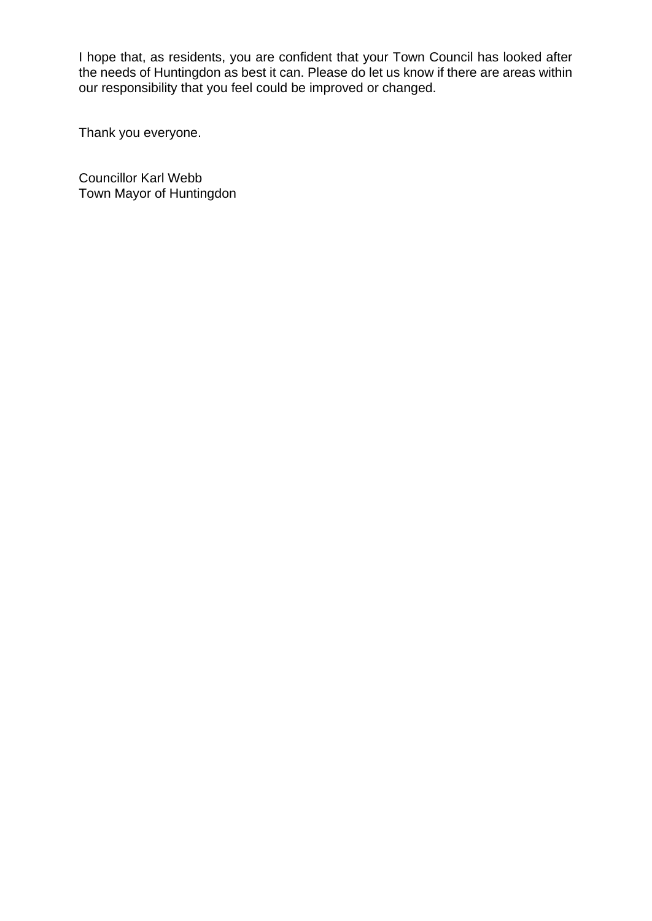I hope that, as residents, you are confident that your Town Council has looked after the needs of Huntingdon as best it can. Please do let us know if there are areas within our responsibility that you feel could be improved or changed.

Thank you everyone.

Councillor Karl Webb
Town Mayor of Huntingdon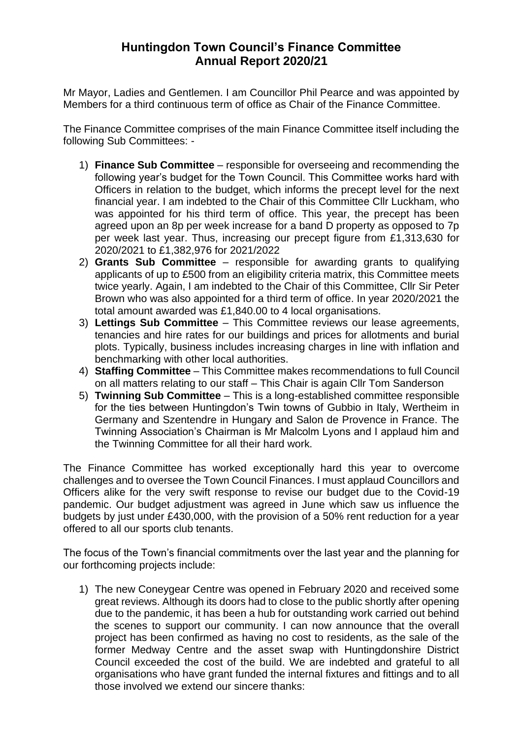# Huntingdon Town Council's Finance Committee Annual Report 2020/21

Mr Mayor, Ladies and Gentlemen. I am Councillor Phil Pearce and was appointed by Members for a third continuous term of office as Chair of the Finance Committee.

The Finance Committee comprises of the main Finance Committee itself including the following Sub Committees: -

1) **Finance Sub Committee** – responsible for overseeing and recommending the following year's budget for the Town Council. This Committee works hard with Officers in relation to the budget, which informs the precept level for the next financial year. I am indebted to the Chair of this Committee Cllr Luckham, who was appointed for his third term of office. This year, the precept has been agreed upon an 8p per week increase for a band D property as opposed to 7p per week last year. Thus, increasing our precept figure from £1,313,630 for 2020/2021 to £1,382,976 for 2021/2022
2) **Grants Sub Committee** – responsible for awarding grants to qualifying applicants of up to £500 from an eligibility criteria matrix, this Committee meets twice yearly. Again, I am indebted to the Chair of this Committee, Cllr Sir Peter Brown who was also appointed for a third term of office. In year 2020/2021 the total amount awarded was £1,840.00 to 4 local organisations.
3) **Lettings Sub Committee** – This Committee reviews our lease agreements, tenancies and hire rates for our buildings and prices for allotments and burial plots. Typically, business includes increasing charges in line with inflation and benchmarking with other local authorities.
4) **Staffing Committee** – This Committee makes recommendations to full Council on all matters relating to our staff – This Chair is again Cllr Tom Sanderson
5) **Twinning Sub Committee** – This is a long-established committee responsible for the ties between Huntingdon's Twin towns of Gubbio in Italy, Wertheim in Germany and Szentendre in Hungary and Salon de Provence in France. The Twinning Association's Chairman is Mr Malcolm Lyons and I applaud him and the Twinning Committee for all their hard work.

The Finance Committee has worked exceptionally hard this year to overcome challenges and to oversee the Town Council Finances. I must applaud Councillors and Officers alike for the very swift response to revise our budget due to the Covid-19 pandemic. Our budget adjustment was agreed in June which saw us influence the budgets by just under £430,000, with the provision of a 50% rent reduction for a year offered to all our sports club tenants.

The focus of the Town's financial commitments over the last year and the planning for our forthcoming projects include:

1) The new Coneygear Centre was opened in February 2020 and received some great reviews. Although its doors had to close to the public shortly after opening due to the pandemic, it has been a hub for outstanding work carried out behind the scenes to support our community. I can now announce that the overall project has been confirmed as having no cost to residents, as the sale of the former Medway Centre and the asset swap with Huntingdonshire District Council exceeded the cost of the build. We are indebted and grateful to all organisations who have grant funded the internal fixtures and fittings and to all those involved we extend our sincere thanks: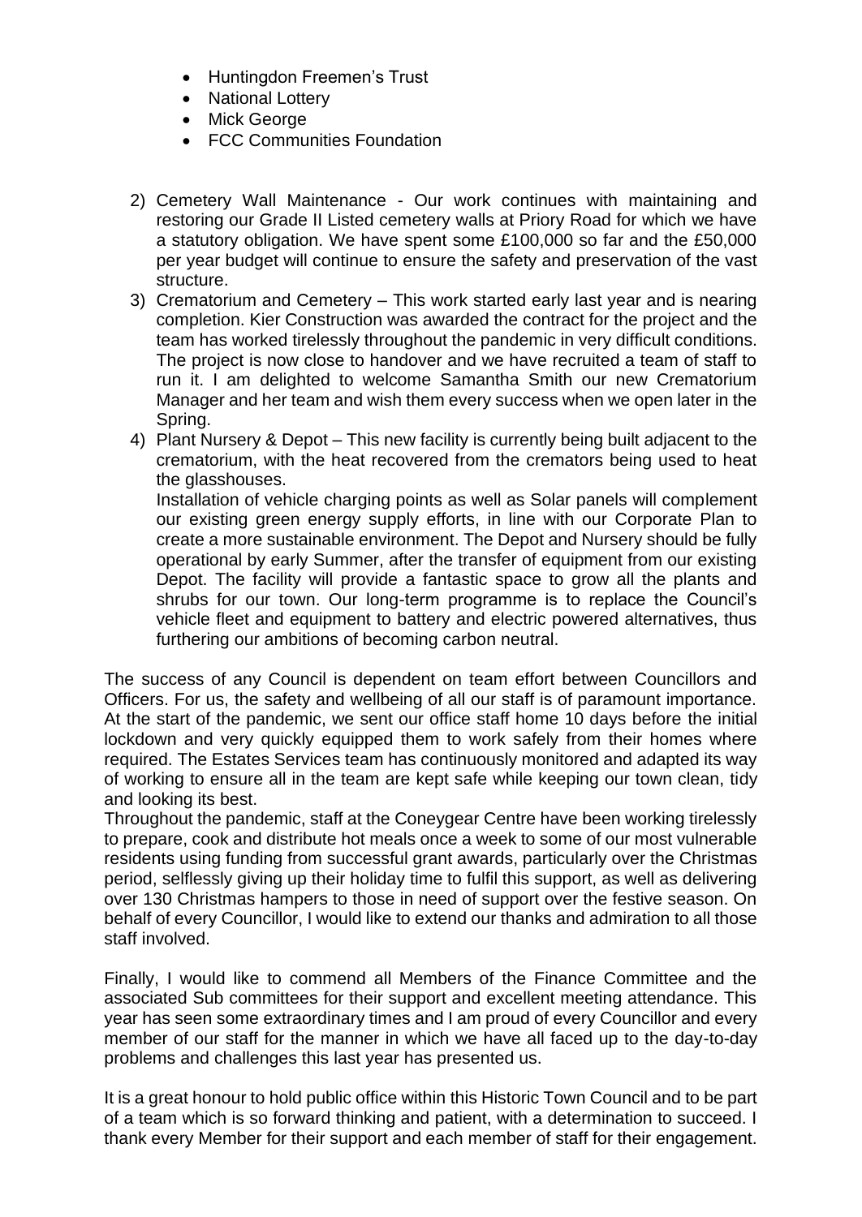- Huntingdon Freemen's Trust
- National Lottery
- Mick George
- FCC Communities Foundation

2) Cemetery Wall Maintenance - Our work continues with maintaining and restoring our Grade II Listed cemetery walls at Priory Road for which we have a statutory obligation. We have spent some £100,000 so far and the £50,000 per year budget will continue to ensure the safety and preservation of the vast structure.
3) Crematorium and Cemetery – This work started early last year and is nearing completion. Kier Construction was awarded the contract for the project and the team has worked tirelessly throughout the pandemic in very difficult conditions. The project is now close to handover and we have recruited a team of staff to run it. I am delighted to welcome Samantha Smith our new Crematorium Manager and her team and wish them every success when we open later in the Spring.
4) Plant Nursery & Depot – This new facility is currently being built adjacent to the crematorium, with the heat recovered from the cremators being used to heat the glasshouses.
   Installation of vehicle charging points as well as Solar panels will complement our existing green energy supply efforts, in line with our Corporate Plan to create a more sustainable environment. The Depot and Nursery should be fully operational by early Summer, after the transfer of equipment from our existing Depot. The facility will provide a fantastic space to grow all the plants and shrubs for our town. Our long-term programme is to replace the Council's vehicle fleet and equipment to battery and electric powered alternatives, thus furthering our ambitions of becoming carbon neutral.

The success of any Council is dependent on team effort between Councillors and Officers. For us, the safety and wellbeing of all our staff is of paramount importance. At the start of the pandemic, we sent our office staff home 10 days before the initial lockdown and very quickly equipped them to work safely from their homes where required. The Estates Services team has continuously monitored and adapted its way of working to ensure all in the team are kept safe while keeping our town clean, tidy and looking its best.
Throughout the pandemic, staff at the Coneygear Centre have been working tirelessly to prepare, cook and distribute hot meals once a week to some of our most vulnerable residents using funding from successful grant awards, particularly over the Christmas period, selflessly giving up their holiday time to fulfil this support, as well as delivering over 130 Christmas hampers to those in need of support over the festive season. On behalf of every Councillor, I would like to extend our thanks and admiration to all those staff involved.

Finally, I would like to commend all Members of the Finance Committee and the associated Sub committees for their support and excellent meeting attendance. This year has seen some extraordinary times and I am proud of every Councillor and every member of our staff for the manner in which we have all faced up to the day-to-day problems and challenges this last year has presented us.

It is a great honour to hold public office within this Historic Town Council and to be part of a team which is so forward thinking and patient, with a determination to succeed. I thank every Member for their support and each member of staff for their engagement.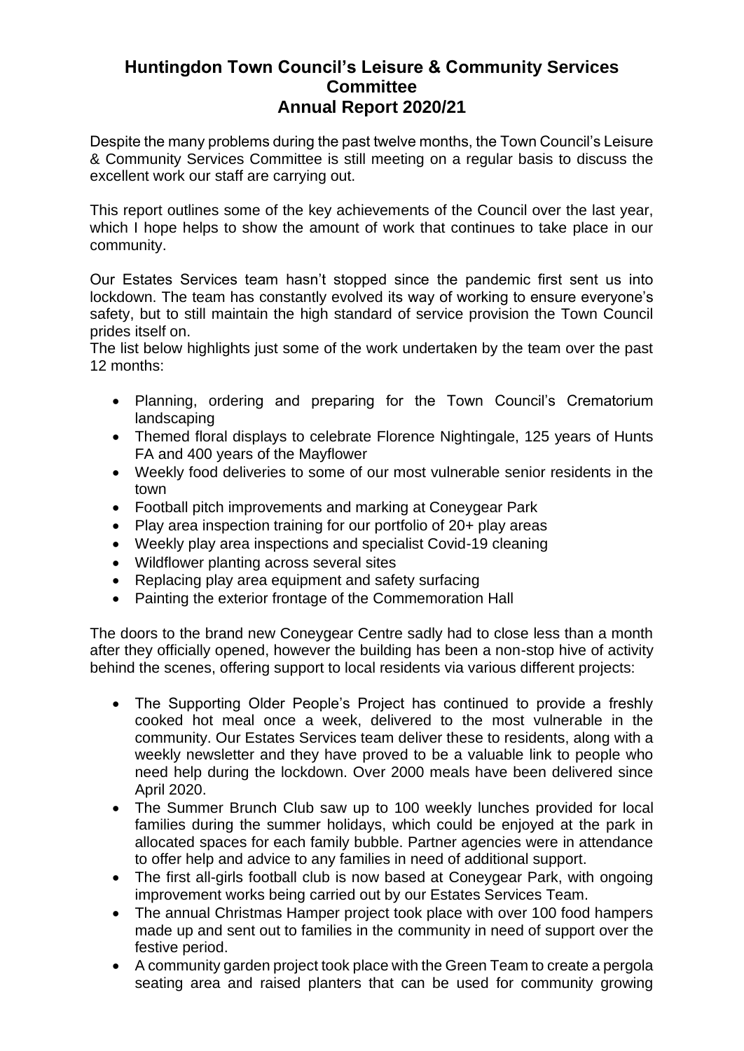# Huntingdon Town Council's Leisure & Community Services Committee Annual Report 2020/21

Despite the many problems during the past twelve months, the Town Council's Leisure & Community Services Committee is still meeting on a regular basis to discuss the excellent work our staff are carrying out.

This report outlines some of the key achievements of the Council over the last year, which I hope helps to show the amount of work that continues to take place in our community.

Our Estates Services team hasn't stopped since the pandemic first sent us into lockdown. The team has constantly evolved its way of working to ensure everyone's safety, but to still maintain the high standard of service provision the Town Council prides itself on.

The list below highlights just some of the work undertaken by the team over the past 12 months:

- Planning, ordering and preparing for the Town Council's Crematorium landscaping
- Themed floral displays to celebrate Florence Nightingale, 125 years of Hunts FA and 400 years of the Mayflower
- Weekly food deliveries to some of our most vulnerable senior residents in the town
- Football pitch improvements and marking at Coneygear Park
- Play area inspection training for our portfolio of 20+ play areas
- Weekly play area inspections and specialist Covid-19 cleaning
- Wildflower planting across several sites
- Replacing play area equipment and safety surfacing
- Painting the exterior frontage of the Commemoration Hall

The doors to the brand new Coneygear Centre sadly had to close less than a month after they officially opened, however the building has been a non-stop hive of activity behind the scenes, offering support to local residents via various different projects:

- The Supporting Older People's Project has continued to provide a freshly cooked hot meal once a week, delivered to the most vulnerable in the community. Our Estates Services team deliver these to residents, along with a weekly newsletter and they have proved to be a valuable link to people who need help during the lockdown. Over 2000 meals have been delivered since April 2020.
- The Summer Brunch Club saw up to 100 weekly lunches provided for local families during the summer holidays, which could be enjoyed at the park in allocated spaces for each family bubble. Partner agencies were in attendance to offer help and advice to any families in need of additional support.
- The first all-girls football club is now based at Coneygear Park, with ongoing improvement works being carried out by our Estates Services Team.
- The annual Christmas Hamper project took place with over 100 food hampers made up and sent out to families in the community in need of support over the festive period.
- A community garden project took place with the Green Team to create a pergola seating area and raised planters that can be used for community growing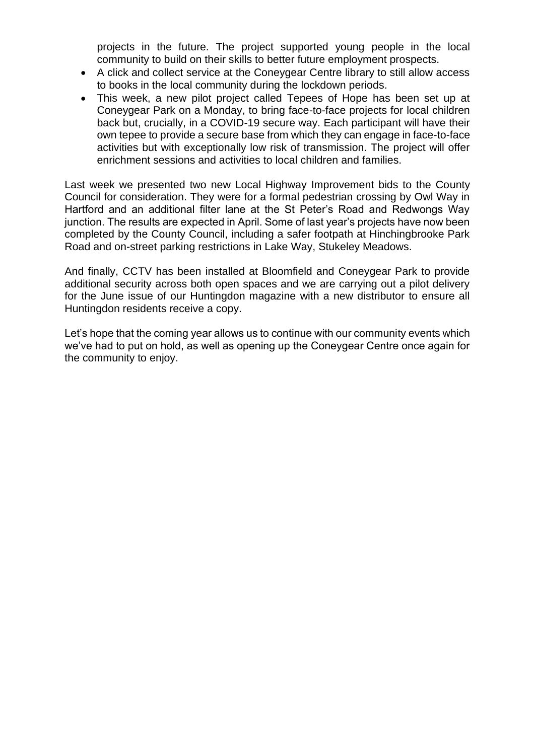projects in the future. The project supported young people in the local community to build on their skills to better future employment prospects.

- A click and collect service at the Coneygear Centre library to still allow access to books in the local community during the lockdown periods.
- This week, a new pilot project called Tepees of Hope has been set up at Coneygear Park on a Monday, to bring face-to-face projects for local children back but, crucially, in a COVID-19 secure way. Each participant will have their own tepee to provide a secure base from which they can engage in face-to-face activities but with exceptionally low risk of transmission. The project will offer enrichment sessions and activities to local children and families.

Last week we presented two new Local Highway Improvement bids to the County Council for consideration. They were for a formal pedestrian crossing by Owl Way in Hartford and an additional filter lane at the St Peter's Road and Redwongs Way junction. The results are expected in April. Some of last year's projects have now been completed by the County Council, including a safer footpath at Hinchingbrooke Park Road and on-street parking restrictions in Lake Way, Stukeley Meadows.

And finally, CCTV has been installed at Bloomfield and Coneygear Park to provide additional security across both open spaces and we are carrying out a pilot delivery for the June issue of our Huntingdon magazine with a new distributor to ensure all Huntingdon residents receive a copy.

Let's hope that the coming year allows us to continue with our community events which we've had to put on hold, as well as opening up the Coneygear Centre once again for the community to enjoy.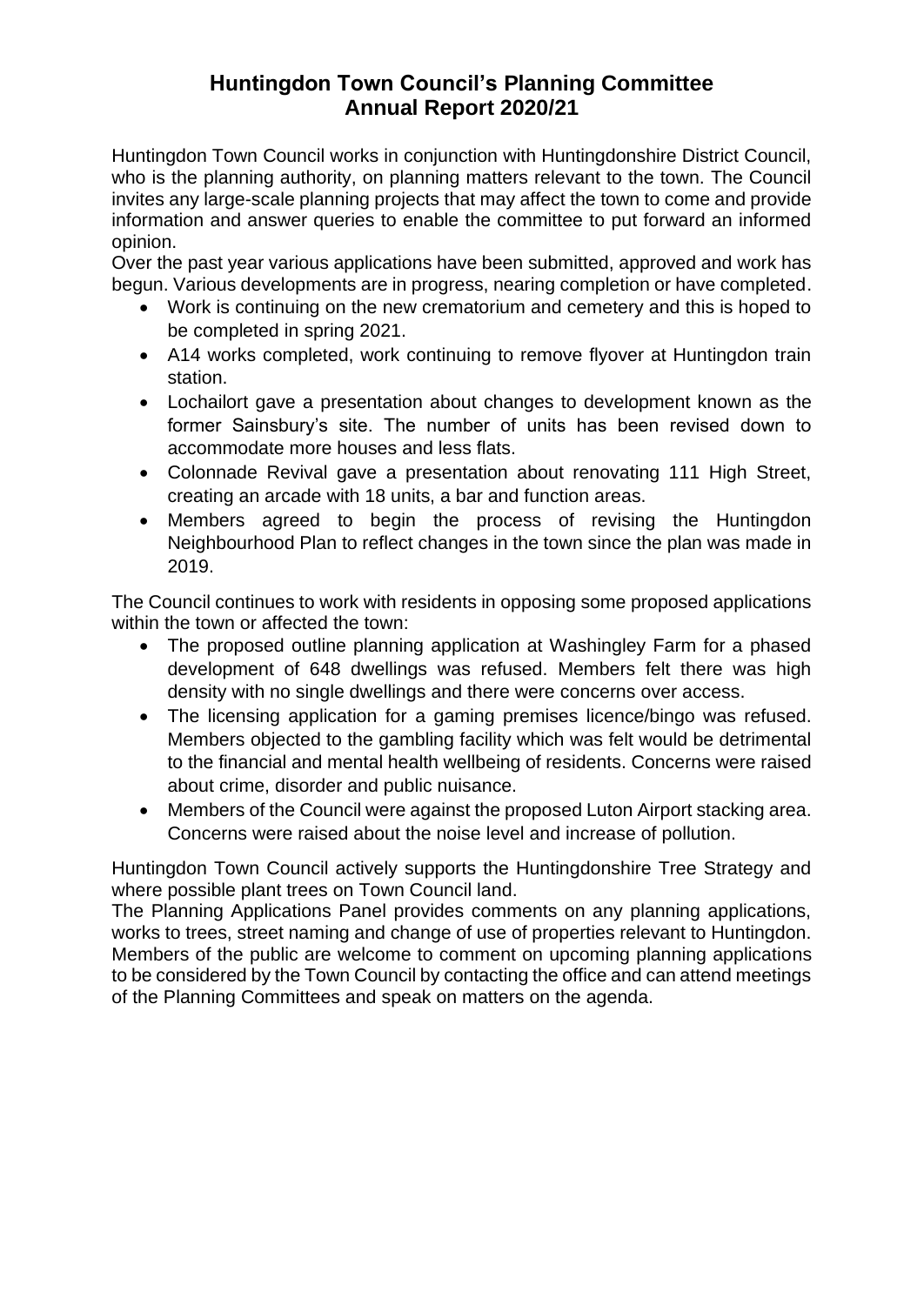# Huntingdon Town Council's Planning Committee Annual Report 2020/21

Huntingdon Town Council works in conjunction with Huntingdonshire District Council, who is the planning authority, on planning matters relevant to the town. The Council invites any large-scale planning projects that may affect the town to come and provide information and answer queries to enable the committee to put forward an informed opinion.
Over the past year various applications have been submitted, approved and work has begun. Various developments are in progress, nearing completion or have completed.

- Work is continuing on the new crematorium and cemetery and this is hoped to be completed in spring 2021.
- A14 works completed, work continuing to remove flyover at Huntingdon train station.
- Lochailort gave a presentation about changes to development known as the former Sainsbury's site. The number of units has been revised down to accommodate more houses and less flats.
- Colonnade Revival gave a presentation about renovating 111 High Street, creating an arcade with 18 units, a bar and function areas.
- Members agreed to begin the process of revising the Huntingdon Neighbourhood Plan to reflect changes in the town since the plan was made in 2019.

The Council continues to work with residents in opposing some proposed applications within the town or affected the town:

- The proposed outline planning application at Washingley Farm for a phased development of 648 dwellings was refused. Members felt there was high density with no single dwellings and there were concerns over access.
- The licensing application for a gaming premises licence/bingo was refused. Members objected to the gambling facility which was felt would be detrimental to the financial and mental health wellbeing of residents. Concerns were raised about crime, disorder and public nuisance.
- Members of the Council were against the proposed Luton Airport stacking area. Concerns were raised about the noise level and increase of pollution.

Huntingdon Town Council actively supports the Huntingdonshire Tree Strategy and where possible plant trees on Town Council land.
The Planning Applications Panel provides comments on any planning applications, works to trees, street naming and change of use of properties relevant to Huntingdon. Members of the public are welcome to comment on upcoming planning applications to be considered by the Town Council by contacting the office and can attend meetings of the Planning Committees and speak on matters on the agenda.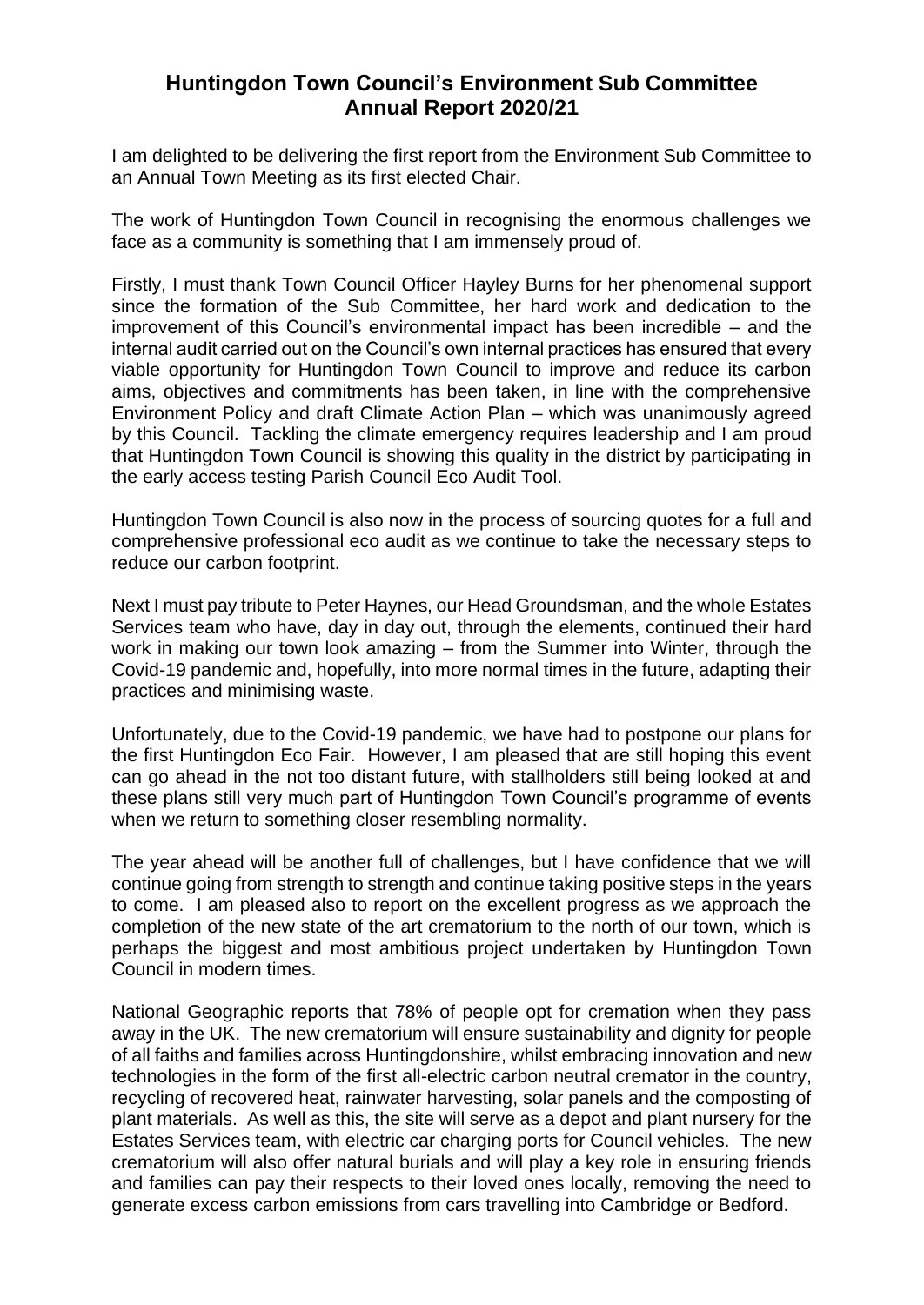# Huntingdon Town Council's Environment Sub Committee Annual Report 2020/21

I am delighted to be delivering the first report from the Environment Sub Committee to an Annual Town Meeting as its first elected Chair.

The work of Huntingdon Town Council in recognising the enormous challenges we face as a community is something that I am immensely proud of.

Firstly, I must thank Town Council Officer Hayley Burns for her phenomenal support since the formation of the Sub Committee, her hard work and dedication to the improvement of this Council's environmental impact has been incredible – and the internal audit carried out on the Council's own internal practices has ensured that every viable opportunity for Huntingdon Town Council to improve and reduce its carbon aims, objectives and commitments has been taken, in line with the comprehensive Environment Policy and draft Climate Action Plan – which was unanimously agreed by this Council. Tackling the climate emergency requires leadership and I am proud that Huntingdon Town Council is showing this quality in the district by participating in the early access testing Parish Council Eco Audit Tool.

Huntingdon Town Council is also now in the process of sourcing quotes for a full and comprehensive professional eco audit as we continue to take the necessary steps to reduce our carbon footprint.

Next I must pay tribute to Peter Haynes, our Head Groundsman, and the whole Estates Services team who have, day in day out, through the elements, continued their hard work in making our town look amazing – from the Summer into Winter, through the Covid-19 pandemic and, hopefully, into more normal times in the future, adapting their practices and minimising waste.

Unfortunately, due to the Covid-19 pandemic, we have had to postpone our plans for the first Huntingdon Eco Fair. However, I am pleased that are still hoping this event can go ahead in the not too distant future, with stallholders still being looked at and these plans still very much part of Huntingdon Town Council's programme of events when we return to something closer resembling normality.

The year ahead will be another full of challenges, but I have confidence that we will continue going from strength to strength and continue taking positive steps in the years to come. I am pleased also to report on the excellent progress as we approach the completion of the new state of the art crematorium to the north of our town, which is perhaps the biggest and most ambitious project undertaken by Huntingdon Town Council in modern times.

National Geographic reports that 78% of people opt for cremation when they pass away in the UK. The new crematorium will ensure sustainability and dignity for people of all faiths and families across Huntingdonshire, whilst embracing innovation and new technologies in the form of the first all-electric carbon neutral cremator in the country, recycling of recovered heat, rainwater harvesting, solar panels and the composting of plant materials. As well as this, the site will serve as a depot and plant nursery for the Estates Services team, with electric car charging ports for Council vehicles. The new crematorium will also offer natural burials and will play a key role in ensuring friends and families can pay their respects to their loved ones locally, removing the need to generate excess carbon emissions from cars travelling into Cambridge or Bedford.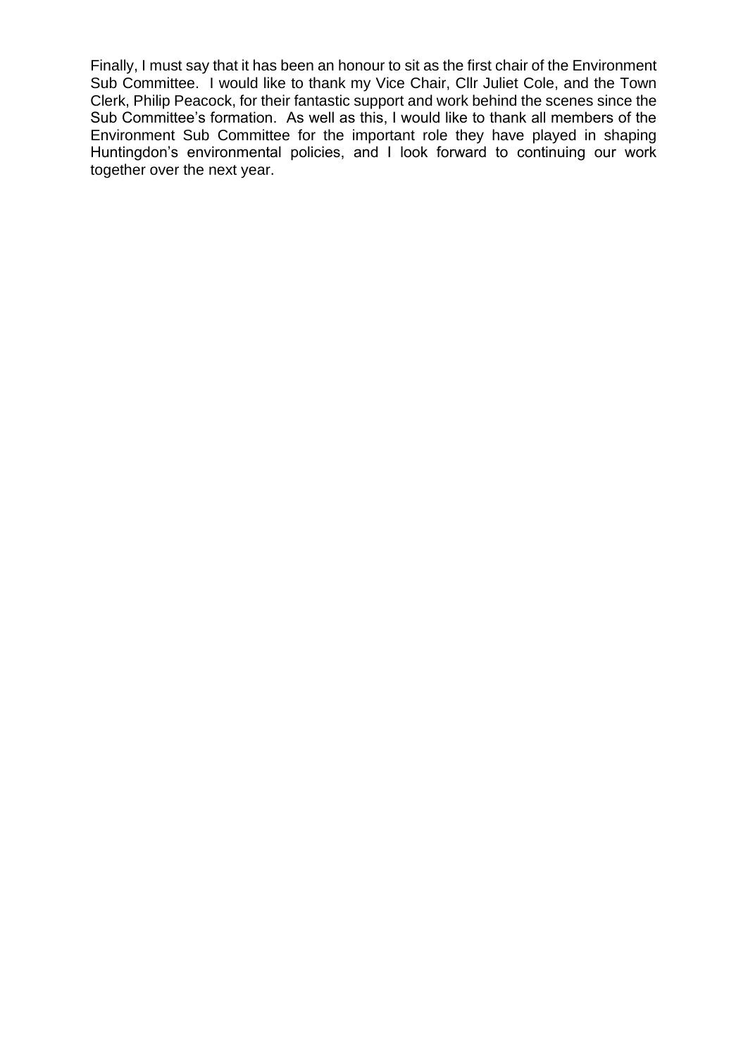Finally, I must say that it has been an honour to sit as the first chair of the Environment Sub Committee. I would like to thank my Vice Chair, Cllr Juliet Cole, and the Town Clerk, Philip Peacock, for their fantastic support and work behind the scenes since the Sub Committee's formation. As well as this, I would like to thank all members of the Environment Sub Committee for the important role they have played in shaping Huntingdon's environmental policies, and I look forward to continuing our work together over the next year.